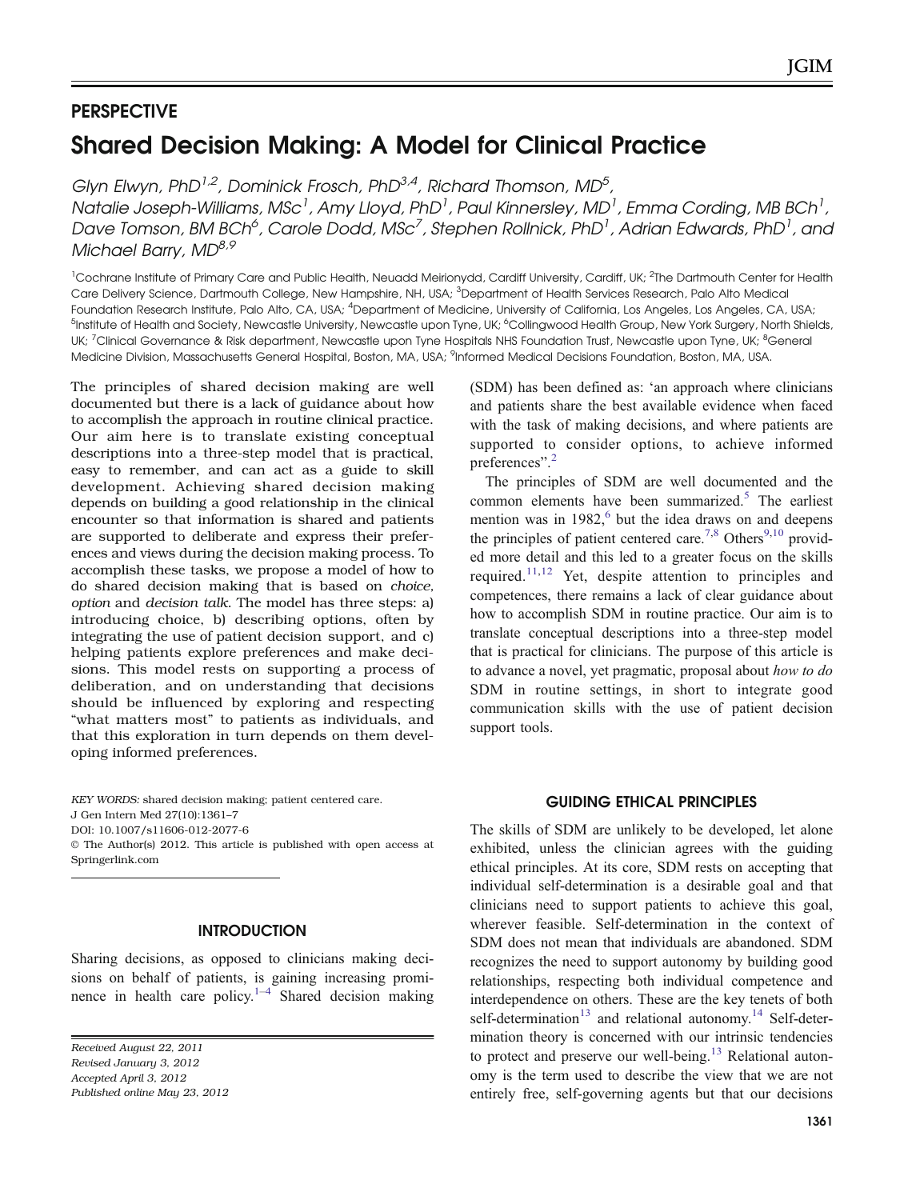## PERSPECTIVE

# Shared Decision Making: A Model for Clinical Practice

*Glyn Elwyn, PhD[1,2], Dominick Frosch, PhD[3,4], Richard Thomson, MD[5], Natalie Joseph-Williams, MSc[1], Amy Lloyd, PhD[1], Paul Kinnersley, MD[1], Emma Cording, MB BCh[1], Dave Tomson, BM BCh[6], Carole Dodd, MSc[7], Stephen Rollnick, PhD[1], Adrian Edwards, PhD[1], and Michael Barry, MD[8,9]*

[1]Cochrane Institute of Primary Care and Public Health, Neuadd Meirionydd, Cardiff University, Cardiff, UK; [2]The Dartmouth Center for Health Care Delivery Science, Dartmouth College, New Hampshire, NH, USA; [3]Department of Health Services Research, Palo Alto Medical Foundation Research Institute, Palo Alto, CA, USA; [4]Department of Medicine, University of California, Los Angeles, Los Angeles, CA, USA; [5]Institute of Health and Society, Newcastle University, Newcastle upon Tyne, UK; [6]Collingwood Health Group, New York Surgery, North Shields, UK; [7]Clinical Governance & Risk department, Newcastle upon Tyne Hospitals NHS Foundation Trust, Newcastle upon Tyne, UK; [8]General Medicine Division, Massachusetts General Hospital, Boston, MA, USA; [9]Informed Medical Decisions Foundation, Boston, MA, USA.

The principles of shared decision making are well documented but there is a lack of guidance about how to accomplish the approach in routine clinical practice. Our aim here is to translate existing conceptual descriptions into a three-step model that is practical, easy to remember, and can act as a guide to skill development. Achieving shared decision making depends on building a good relationship in the clinical encounter so that information is shared and patients are supported to deliberate and express their preferences and views during the decision making process. To accomplish these tasks, we propose a model of how to do shared decision making that is based on *choice*, *option* and *decision talk*. The model has three steps: a) introducing choice, b) describing options, often by integrating the use of patient decision support, and c) helping patients explore preferences and make decisions. This model rests on supporting a process of deliberation, and on understanding that decisions should be influenced by exploring and respecting "what matters most" to patients as individuals, and that this exploration in turn depends on them developing informed preferences.

*KEY WORDS:* shared decision making; patient centered care.
J Gen Intern Med 27(10):1361–7
DOI: 10.1007/s11606-012-2077-6
© The Author(s) 2012. This article is published with open access at Springerlink.com

*Received August 22, 2011*
*Revised January 3, 2012*
*Accepted April 3, 2012*
*Published online May 23, 2012*

## INTRODUCTION

Sharing decisions, as opposed to clinicians making decisions on behalf of patients, is gaining increasing prominence in health care policy.[1–4] Shared decision making (SDM) has been defined as: 'an approach where clinicians and patients share the best available evidence when faced with the task of making decisions, and where patients are supported to consider options, to achieve informed preferences".[2]

The principles of SDM are well documented and the common elements have been summarized.[5] The earliest mention was in 1982,[6] but the idea draws on and deepens the principles of patient centered care.[7,8] Others[9,10] provided more detail and this led to a greater focus on the skills required.[11,12] Yet, despite attention to principles and competences, there remains a lack of clear guidance about how to accomplish SDM in routine practice. Our aim is to translate conceptual descriptions into a three-step model that is practical for clinicians. The purpose of this article is to advance a novel, yet pragmatic, proposal about *how to do* SDM in routine settings, in short to integrate good communication skills with the use of patient decision support tools.

## GUIDING ETHICAL PRINCIPLES

The skills of SDM are unlikely to be developed, let alone exhibited, unless the clinician agrees with the guiding ethical principles. At its core, SDM rests on accepting that individual self-determination is a desirable goal and that clinicians need to support patients to achieve this goal, wherever feasible. Self-determination in the context of SDM does not mean that individuals are abandoned. SDM recognizes the need to support autonomy by building good relationships, respecting both individual competence and interdependence on others. These are the key tenets of both self-determination[13] and relational autonomy.[14] Self-determination theory is concerned with our intrinsic tendencies to protect and preserve our well-being.[13] Relational autonomy is the term used to describe the view that we are not entirely free, self-governing agents but that our decisions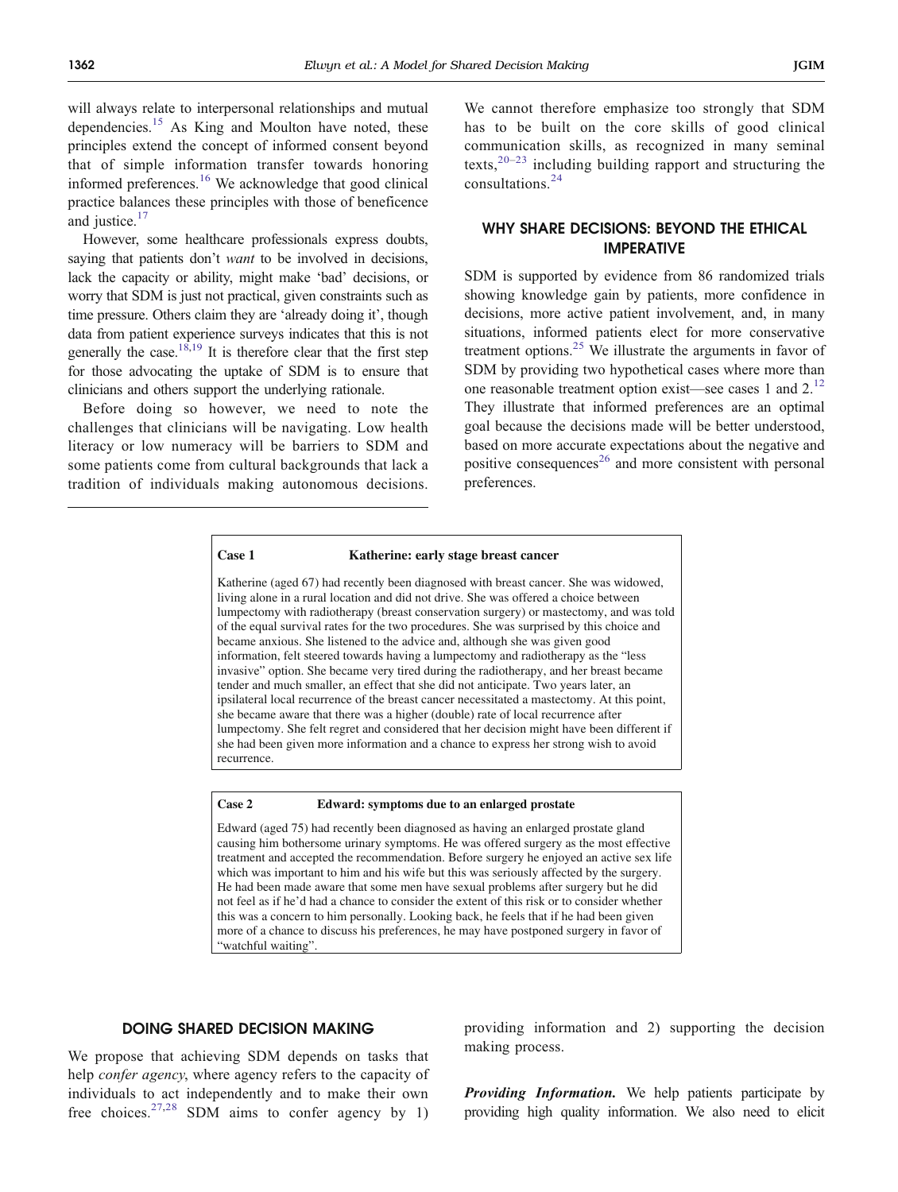will always relate to interpersonal relationships and mutual dependencies.[15] As King and Moulton have noted, these principles extend the concept of informed consent beyond that of simple information transfer towards honoring informed preferences.[16] We acknowledge that good clinical practice balances these principles with those of beneficence and justice.[17]

However, some healthcare professionals express doubts, saying that patients don't *want* to be involved in decisions, lack the capacity or ability, might make 'bad' decisions, or worry that SDM is just not practical, given constraints such as time pressure. Others claim they are 'already doing it', though data from patient experience surveys indicates that this is not generally the case.[18,19] It is therefore clear that the first step for those advocating the uptake of SDM is to ensure that clinicians and others support the underlying rationale.

Before doing so however, we need to note the challenges that clinicians will be navigating. Low health literacy or low numeracy will be barriers to SDM and some patients come from cultural backgrounds that lack a tradition of individuals making autonomous decisions. We cannot therefore emphasize too strongly that SDM has to be built on the core skills of good clinical communication skills, as recognized in many seminal texts,[20–23] including building rapport and structuring the consultations.[24]

## WHY SHARE DECISIONS: BEYOND THE ETHICAL IMPERATIVE

SDM is supported by evidence from 86 randomized trials showing knowledge gain by patients, more confidence in decisions, more active patient involvement, and, in many situations, informed patients elect for more conservative treatment options.[25] We illustrate the arguments in favor of SDM by providing two hypothetical cases where more than one reasonable treatment option exist—see cases 1 and 2.[12] They illustrate that informed preferences are an optimal goal because the decisions made will be better understood, based on more accurate expectations about the negative and positive consequences[26] and more consistent with personal preferences.

**Case 1 Katherine: early stage breast cancer**

Katherine (aged 67) had recently been diagnosed with breast cancer. She was widowed, living alone in a rural location and did not drive. She was offered a choice between lumpectomy with radiotherapy (breast conservation surgery) or mastectomy, and was told of the equal survival rates for the two procedures. She was surprised by this choice and became anxious. She listened to the advice and, although she was given good information, felt steered towards having a lumpectomy and radiotherapy as the "less invasive" option. She became very tired during the radiotherapy, and her breast became tender and much smaller, an effect that she did not anticipate. Two years later, an ipsilateral local recurrence of the breast cancer necessitated a mastectomy. At this point, she became aware that there was a higher (double) rate of local recurrence after lumpectomy. She felt regret and considered that her decision might have been different if she had been given more information and a chance to express her strong wish to avoid recurrence.

**Case 2 Edward: symptoms due to an enlarged prostate**

Edward (aged 75) had recently been diagnosed as having an enlarged prostate gland causing him bothersome urinary symptoms. He was offered surgery as the most effective treatment and accepted the recommendation. Before surgery he enjoyed an active sex life which was important to him and his wife but this was seriously affected by the surgery. He had been made aware that some men have sexual problems after surgery but he did not feel as if he'd had a chance to consider the extent of this risk or to consider whether this was a concern to him personally. Looking back, he feels that if he had been given more of a chance to discuss his preferences, he may have postponed surgery in favor of "watchful waiting".

## DOING SHARED DECISION MAKING

We propose that achieving SDM depends on tasks that help *confer agency*, where agency refers to the capacity of individuals to act independently and to make their own free choices.[27,28] SDM aims to confer agency by 1) providing information and 2) supporting the decision making process.

***Providing Information.*** We help patients participate by providing high quality information. We also need to elicit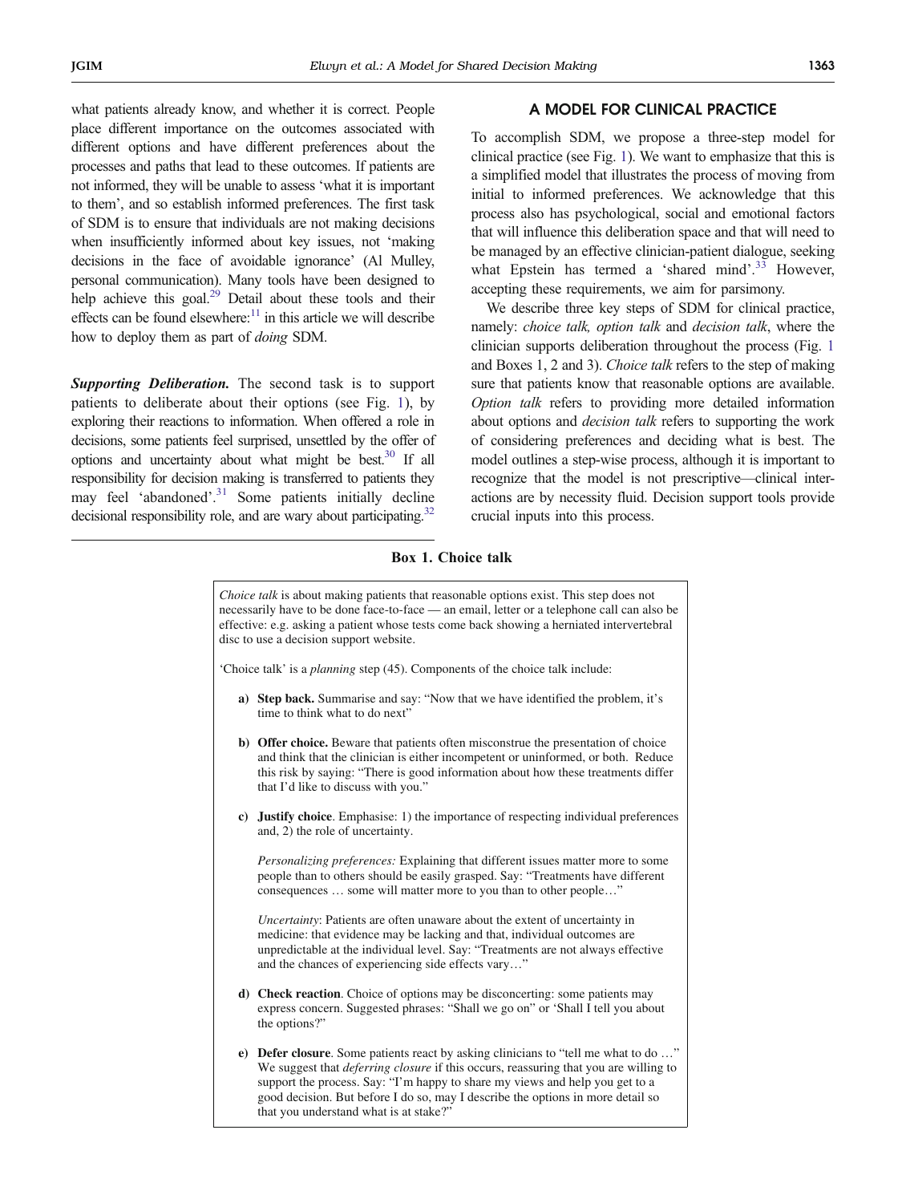what patients already know, and whether it is correct. People place different importance on the outcomes associated with different options and have different preferences about the processes and paths that lead to these outcomes. If patients are not informed, they will be unable to assess 'what it is important to them', and so establish informed preferences. The first task of SDM is to ensure that individuals are not making decisions when insufficiently informed about key issues, not 'making decisions in the face of avoidable ignorance' (Al Mulley, personal communication). Many tools have been designed to help achieve this goal.[29] Detail about these tools and their effects can be found elsewhere:[11] in this article we will describe how to deploy them as part of *doing* SDM.

***Supporting Deliberation.*** The second task is to support patients to deliberate about their options (see Fig. 1), by exploring their reactions to information. When offered a role in decisions, some patients feel surprised, unsettled by the offer of options and uncertainty about what might be best.[30] If all responsibility for decision making is transferred to patients they may feel 'abandoned'.[31] Some patients initially decline decisional responsibility role, and are wary about participating.[32]

## A MODEL FOR CLINICAL PRACTICE

To accomplish SDM, we propose a three-step model for clinical practice (see Fig. 1). We want to emphasize that this is a simplified model that illustrates the process of moving from initial to informed preferences. We acknowledge that this process also has psychological, social and emotional factors that will influence this deliberation space and that will need to be managed by an effective clinician-patient dialogue, seeking what Epstein has termed a 'shared mind'.[33] However, accepting these requirements, we aim for parsimony.

We describe three key steps of SDM for clinical practice, namely: *choice talk, option talk* and *decision talk*, where the clinician supports deliberation throughout the process (Fig. 1 and Boxes 1, 2 and 3). *Choice talk* refers to the step of making sure that patients know that reasonable options are available. *Option talk* refers to providing more detailed information about options and *decision talk* refers to supporting the work of considering preferences and deciding what is best. The model outlines a step-wise process, although it is important to recognize that the model is not prescriptive—clinical interactions are by necessity fluid. Decision support tools provide crucial inputs into this process.

**Box 1. Choice talk**

*Choice talk* is about making patients that reasonable options exist. This step does not necessarily have to be done face-to-face — an email, letter or a telephone call can also be effective: e.g. asking a patient whose tests come back showing a herniated intervertebral disc to use a decision support website.

'Choice talk' is a *planning* step (45). Components of the choice talk include:

a) **Step back.** Summarise and say: "Now that we have identified the problem, it's time to think what to do next"

b) **Offer choice.** Beware that patients often misconstrue the presentation of choice and think that the clinician is either incompetent or uninformed, or both. Reduce this risk by saying: "There is good information about how these treatments differ that I'd like to discuss with you."

c) **Justify choice**. Emphasise: 1) the importance of respecting individual preferences and, 2) the role of uncertainty.

   *Personalizing preferences:* Explaining that different issues matter more to some people than to others should be easily grasped. Say: "Treatments have different consequences … some will matter more to you than to other people…"

   *Uncertainty*: Patients are often unaware about the extent of uncertainty in medicine: that evidence may be lacking and that, individual outcomes are unpredictable at the individual level. Say: "Treatments are not always effective and the chances of experiencing side effects vary…"

d) **Check reaction**. Choice of options may be disconcerting: some patients may express concern. Suggested phrases: "Shall we go on" or 'Shall I tell you about the options?"

e) **Defer closure**. Some patients react by asking clinicians to "tell me what to do …" We suggest that *deferring closure* if this occurs, reassuring that you are willing to support the process. Say: "I'm happy to share my views and help you get to a good decision. But before I do so, may I describe the options in more detail so that you understand what is at stake?"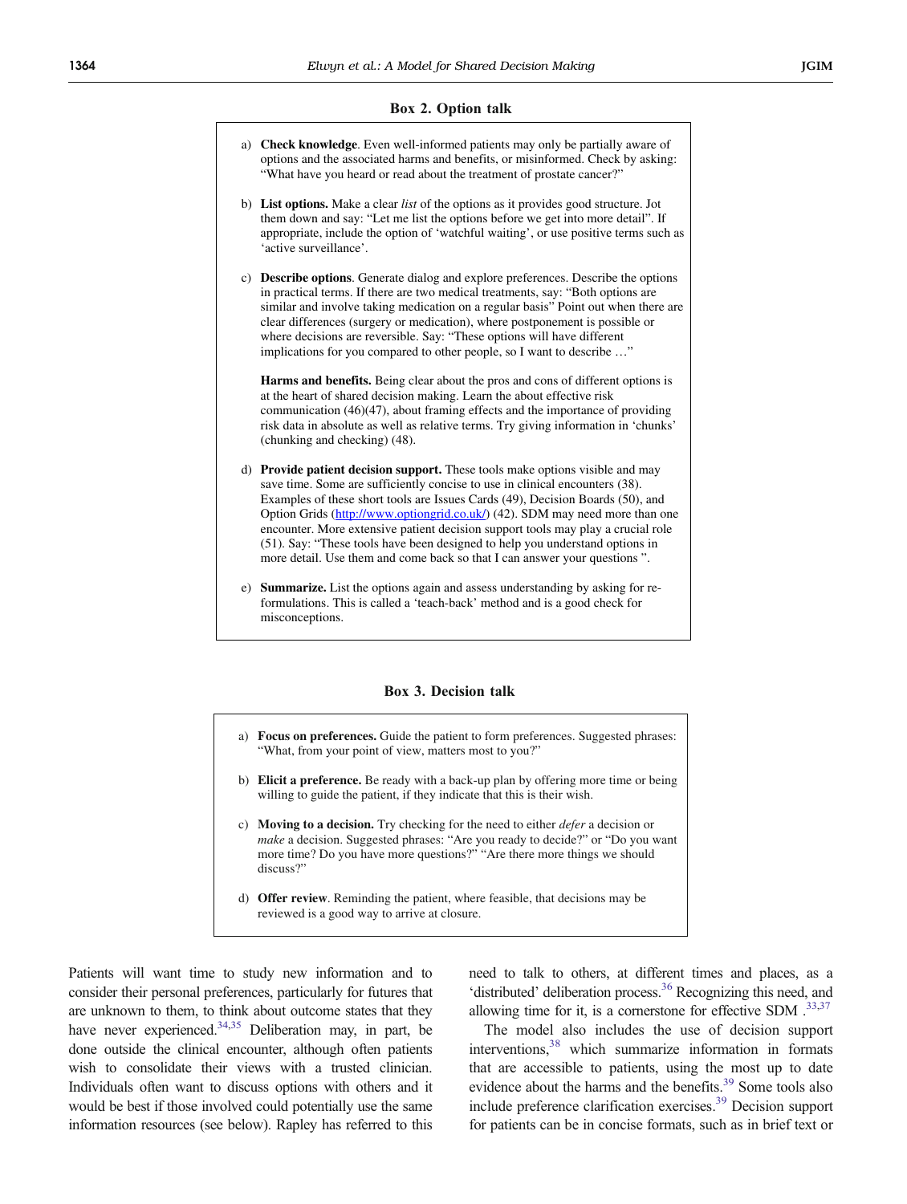**Box 2. Option talk**

a) **Check knowledge**. Even well-informed patients may only be partially aware of options and the associated harms and benefits, or misinformed. Check by asking: "What have you heard or read about the treatment of prostate cancer?"

b) **List options.** Make a clear *list* of the options as it provides good structure. Jot them down and say: "Let me list the options before we get into more detail". If appropriate, include the option of 'watchful waiting', or use positive terms such as 'active surveillance'.

c) **Describe options**. Generate dialog and explore preferences. Describe the options in practical terms. If there are two medical treatments, say: "Both options are similar and involve taking medication on a regular basis" Point out when there are clear differences (surgery or medication), where postponement is possible or where decisions are reversible. Say: "These options will have different implications for you compared to other people, so I want to describe …"

**Harms and benefits.** Being clear about the pros and cons of different options is at the heart of shared decision making. Learn the about effective risk communication (46)(47), about framing effects and the importance of providing risk data in absolute as well as relative terms. Try giving information in 'chunks' (chunking and checking) (48).

d) **Provide patient decision support.** These tools make options visible and may save time. Some are sufficiently concise to use in clinical encounters (38). Examples of these short tools are Issues Cards (49), Decision Boards (50), and Option Grids (http://www.optiongrid.co.uk/) (42). SDM may need more than one encounter. More extensive patient decision support tools may play a crucial role (51). Say: "These tools have been designed to help you understand options in more detail. Use them and come back so that I can answer your questions ".

e) **Summarize.** List the options again and assess understanding by asking for re-formulations. This is called a 'teach-back' method and is a good check for misconceptions.

**Box 3. Decision talk**

a) **Focus on preferences.** Guide the patient to form preferences. Suggested phrases: "What, from your point of view, matters most to you?"

b) **Elicit a preference.** Be ready with a back-up plan by offering more time or being willing to guide the patient, if they indicate that this is their wish.

c) **Moving to a decision.** Try checking for the need to either *defer* a decision or *make* a decision. Suggested phrases: "Are you ready to decide?" or "Do you want more time? Do you have more questions?" "Are there more things we should discuss?"

d) **Offer review**. Reminding the patient, where feasible, that decisions may be reviewed is a good way to arrive at closure.

Patients will want time to study new information and to consider their personal preferences, particularly for futures that are unknown to them, to think about outcome states that they have never experienced.[34,35] Deliberation may, in part, be done outside the clinical encounter, although often patients wish to consolidate their views with a trusted clinician. Individuals often want to discuss options with others and it would be best if those involved could potentially use the same information resources (see below). Rapley has referred to this need to talk to others, at different times and places, as a 'distributed' deliberation process.[36] Recognizing this need, and allowing time for it, is a cornerstone for effective SDM .[33,37]

The model also includes the use of decision support interventions,[38] which summarize information in formats that are accessible to patients, using the most up to date evidence about the harms and the benefits.[39] Some tools also include preference clarification exercises.[39] Decision support for patients can be in concise formats, such as in brief text or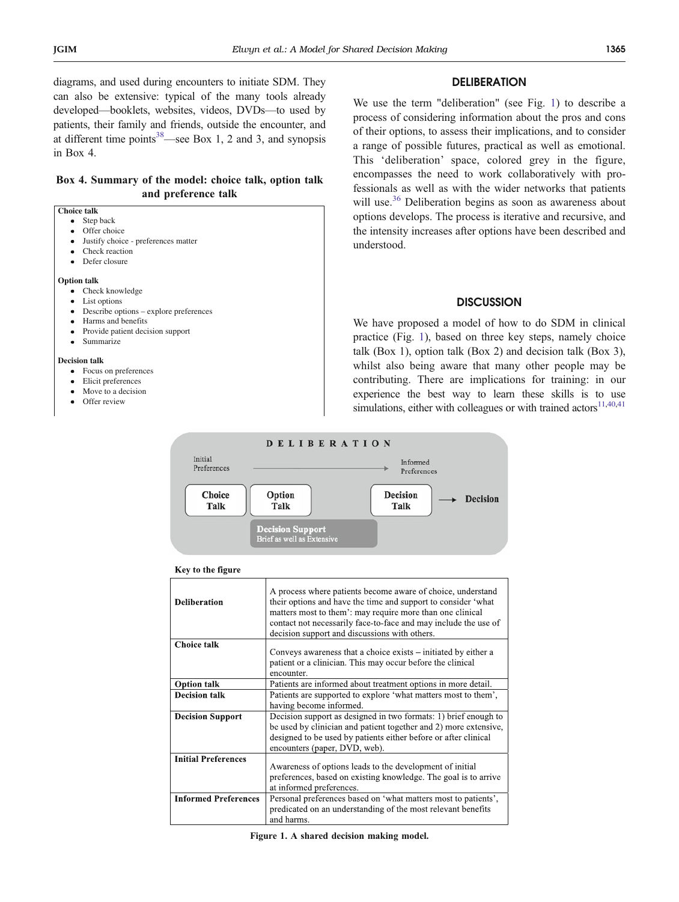diagrams, and used during encounters to initiate SDM. They can also be extensive: typical of the many tools already developed—booklets, websites, videos, DVDs—to used by patients, their family and friends, outside the encounter, and at different time points[38]—see Box 1, 2 and 3, and synopsis in Box 4.

**Box 4. Summary of the model: choice talk, option talk and preference talk**

**Choice talk**
- Step back
- Offer choice
- Justify choice - preferences matter
- Check reaction
- Defer closure

**Option talk**
- Check knowledge
- List options
- Describe options – explore preferences
- Harms and benefits
- Provide patient decision support
- Summarize

**Decision talk**
- Focus on preferences
- Elicit preferences
- Move to a decision
- Offer review

## DELIBERATION

We use the term "deliberation" (see Fig. 1) to describe a process of considering information about the pros and cons of their options, to assess their implications, and to consider a range of possible futures, practical as well as emotional. This 'deliberation' space, colored grey in the figure, encompasses the need to work collaboratively with professionals as well as with the wider networks that patients will use.[36] Deliberation begins as soon as awareness about options develops. The process is iterative and recursive, and the intensity increases after options have been described and understood.

## DISCUSSION

We have proposed a model of how to do SDM in clinical practice (Fig. 1), based on three key steps, namely choice talk (Box 1), option talk (Box 2) and decision talk (Box 3), whilst also being aware that many other people may be contributing. There are implications for training: in our experience the best way to learn these skills is to use simulations, either with colleagues or with trained actors[11,40,41]

DELIBERATION

Initial Preferences → Informed Preferences

Choice Talk | Option Talk | Decision Talk → Decision

Decision Support
Brief as well as Extensive

**Key to the figure**

| | |
|---|---|
| **Deliberation** | A process where patients become aware of choice, understand their options and have the time and support to consider 'what matters most to them': may require more than one clinical contact not necessarily face-to-face and may include the use of decision support and discussions with others. |
| **Choice talk** | Conveys awareness that a choice exists – initiated by either a patient or a clinician. This may occur before the clinical encounter. |
| **Option talk** | Patients are informed about treatment options in more detail. |
| **Decision talk** | Patients are supported to explore 'what matters most to them', having become informed. |
| **Decision Support** | Decision support as designed in two formats: 1) brief enough to be used by clinician and patient together and 2) more extensive, designed to be used by patients either before or after clinical encounters (paper, DVD, web). |
| **Initial Preferences** | Awareness of options leads to the development of initial preferences, based on existing knowledge. The goal is to arrive at informed preferences. |
| **Informed Preferences** | Personal preferences based on 'what matters most to patients', predicated on an understanding of the most relevant benefits and harms. |

**Figure 1. A shared decision making model.**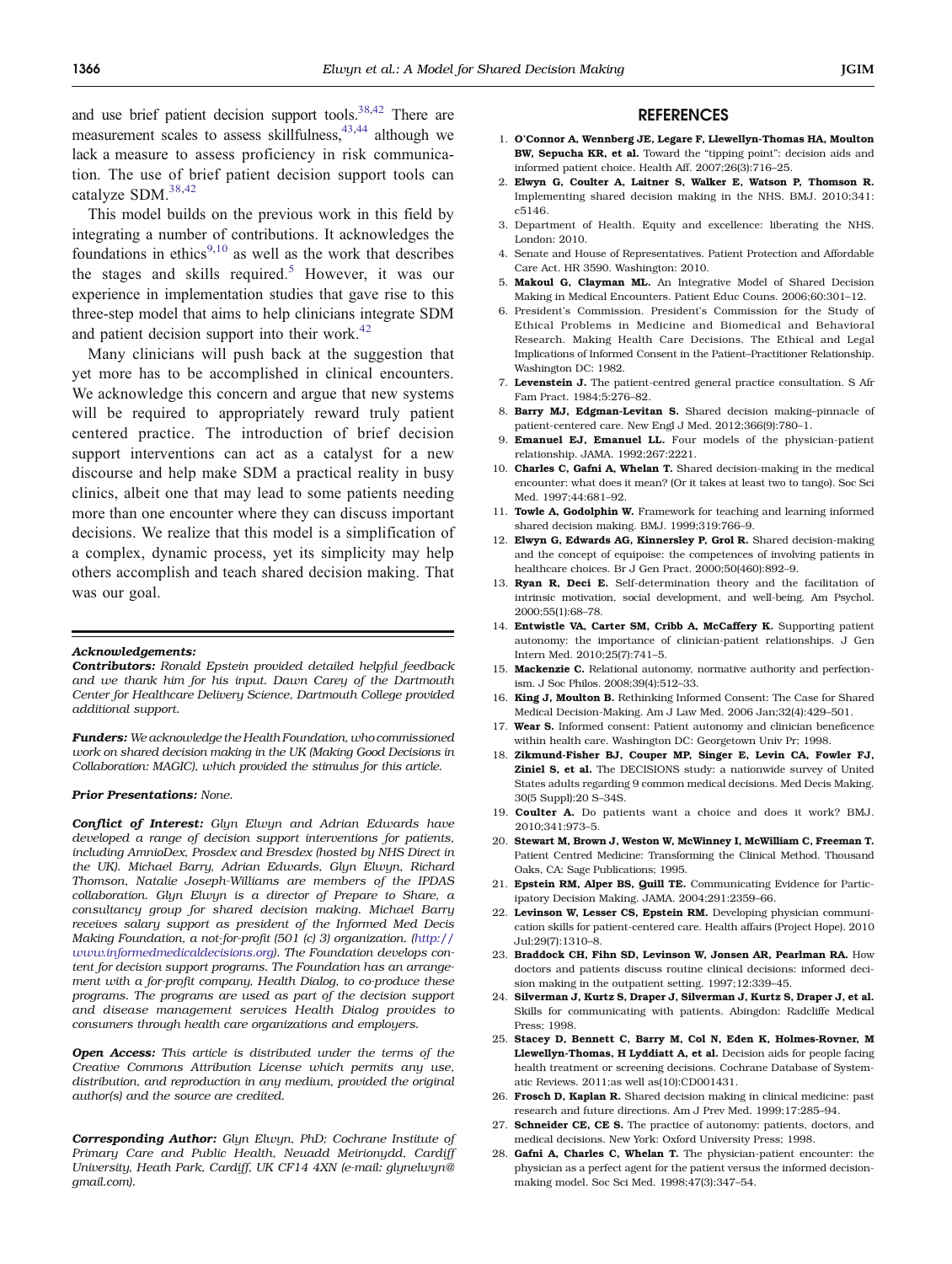and use brief patient decision support tools.[38,42] There are measurement scales to assess skillfulness,[43,44] although we lack a measure to assess proficiency in risk communication. The use of brief patient decision support tools can catalyze SDM.[38,42]

This model builds on the previous work in this field by integrating a number of contributions. It acknowledges the foundations in ethics[9,10] as well as the work that describes the stages and skills required.[5] However, it was our experience in implementation studies that gave rise to this three-step model that aims to help clinicians integrate SDM and patient decision support into their work.[42]

Many clinicians will push back at the suggestion that yet more has to be accomplished in clinical encounters. We acknowledge this concern and argue that new systems will be required to appropriately reward truly patient centered practice. The introduction of brief decision support interventions can act as a catalyst for a new discourse and help make SDM a practical reality in busy clinics, albeit one that may lead to some patients needing more than one encounter where they can discuss important decisions. We realize that this model is a simplification of a complex, dynamic process, yet its simplicity may help others accomplish and teach shared decision making. That was our goal.

***Acknowledgements:***

***Contributors:*** *Ronald Epstein provided detailed helpful feedback and we thank him for his input. Dawn Carey of the Dartmouth Center for Healthcare Delivery Science, Dartmouth College provided additional support.*

***Funders:*** *We acknowledge the Health Foundation, who commissioned work on shared decision making in the UK (Making Good Decisions in Collaboration: MAGIC), which provided the stimulus for this article.*

***Prior Presentations:*** *None.*

***Conflict of Interest:*** *Glyn Elwyn and Adrian Edwards have developed a range of decision support interventions for patients, including AmnioDex, Prosdex and Bresdex (hosted by NHS Direct in the UK). Michael Barry, Adrian Edwards, Glyn Elwyn, Richard Thomson, Natalie Joseph-Williams are members of the IPDAS collaboration. Glyn Elwyn is a director of Prepare to Share, a consultancy group for shared decision making. Michael Barry receives salary support as president of the Informed Med Decis Making Foundation, a not-for-profit (501 (c) 3) organization. (http://www.informedmedicaldecisions.org). The Foundation develops content for decision support programs. The Foundation has an arrangement with a for-profit company, Health Dialog, to co-produce these programs. The programs are used as part of the decision support and disease management services Health Dialog provides to consumers through health care organizations and employers.*

***Open Access:*** *This article is distributed under the terms of the Creative Commons Attribution License which permits any use, distribution, and reproduction in any medium, provided the original author(s) and the source are credited.*

***Corresponding Author:*** *Glyn Elwyn, PhD; Cochrane Institute of Primary Care and Public Health, Neuadd Meirionydd, Cardiff University, Heath Park, Cardiff, UK CF14 4XN (e-mail: glynelwyn@gmail.com).*

## REFERENCES

1. **O'Connor A, Wennberg JE, Legare F, Llewellyn-Thomas HA, Moulton BW, Sepucha KR, et al.** Toward the "tipping point": decision aids and informed patient choice. Health Aff. 2007;26(3):716–25.
2. **Elwyn G, Coulter A, Laitner S, Walker E, Watson P, Thomson R.** Implementing shared decision making in the NHS. BMJ. 2010;341: c5146.
3. Department of Health. Equity and excellence: liberating the NHS. London: 2010.
4. Senate and House of Representatives. Patient Protection and Affordable Care Act. HR 3590. Washington: 2010.
5. **Makoul G, Clayman ML.** An Integrative Model of Shared Decision Making in Medical Encounters. Patient Educ Couns. 2006;60:301–12.
6. President's Commission. President's Commission for the Study of Ethical Problems in Medicine and Biomedical and Behavioral Research. Making Health Care Decisions. The Ethical and Legal Implications of Informed Consent in the Patient–Practitioner Relationship. Washington DC: 1982.
7. **Levenstein J.** The patient-centred general practice consultation. S Afr Fam Pract. 1984;5:276–82.
8. **Barry MJ, Edgman-Levitan S.** Shared decision making–pinnacle of patient-centered care. New Engl J Med. 2012;366(9):780–1.
9. **Emanuel EJ, Emanuel LL.** Four models of the physician-patient relationship. JAMA. 1992;267:2221.
10. **Charles C, Gafni A, Whelan T.** Shared decision-making in the medical encounter: what does it mean? (Or it takes at least two to tango). Soc Sci Med. 1997;44:681–92.
11. **Towle A, Godolphin W.** Framework for teaching and learning informed shared decision making. BMJ. 1999;319:766–9.
12. **Elwyn G, Edwards AG, Kinnersley P, Grol R.** Shared decision-making and the concept of equipoise: the competences of involving patients in healthcare choices. Br J Gen Pract. 2000;50(460):892–9.
13. **Ryan R, Deci E.** Self-determination theory and the facilitation of intrinsic motivation, social development, and well-being. Am Psychol. 2000;55(1):68–78.
14. **Entwistle VA, Carter SM, Cribb A, McCaffery K.** Supporting patient autonomy: the importance of clinician-patient relationships. J Gen Intern Med. 2010;25(7):741–5.
15. **Mackenzie C.** Relational autonomy, normative authority and perfectionism. J Soc Philos. 2008;39(4):512–33.
16. **King J, Moulton B.** Rethinking Informed Consent: The Case for Shared Medical Decision-Making. Am J Law Med. 2006 Jan;32(4):429–501.
17. **Wear S.** Informed consent: Patient autonomy and clinician beneficence within health care. Washington DC: Georgetown Univ Pr; 1998.
18. **Zikmund-Fisher BJ, Couper MP, Singer E, Levin CA, Fowler FJ, Ziniel S, et al.** The DECISIONS study: a nationwide survey of United States adults regarding 9 common medical decisions. Med Decis Making. 30(5 Suppl):20 S–34S.
19. **Coulter A.** Do patients want a choice and does it work? BMJ. 2010;341:973–5.
20. **Stewart M, Brown J, Weston W, McWinney I, McWilliam C, Freeman T.** Patient Centred Medicine: Transforming the Clinical Method. Thousand Oaks, CA: Sage Publications; 1995.
21. **Epstein RM, Alper BS, Quill TE.** Communicating Evidence for Participatory Decision Making. JAMA. 2004;291:2359–66.
22. **Levinson W, Lesser CS, Epstein RM.** Developing physician communication skills for patient-centered care. Health affairs (Project Hope). 2010 Jul;29(7):1310–8.
23. **Braddock CH, Fihn SD, Levinson W, Jonsen AR, Pearlman RA.** How doctors and patients discuss routine clinical decisions: informed decision making in the outpatient setting. 1997;12:339–45.
24. **Silverman J, Kurtz S, Draper J, Silverman J, Kurtz S, Draper J, et al.** Skills for communicating with patients. Abingdon: Radcliffe Medical Press; 1998.
25. **Stacey D, Bennett C, Barry M, Col N, Eden K, Holmes-Rovner, M Llewellyn-Thomas, H Lyddiatt A, et al.** Decision aids for people facing health treatment or screening decisions. Cochrane Database of Systematic Reviews. 2011;as well as(10):CD001431.
26. **Frosch D, Kaplan R.** Shared decision making in clinical medicine: past research and future directions. Am J Prev Med. 1999;17:285–94.
27. **Schneider CE, CE S.** The practice of autonomy: patients, doctors, and medical decisions. New York: Oxford University Press; 1998.
28. **Gafni A, Charles C, Whelan T.** The physician-patient encounter: the physician as a perfect agent for the patient versus the informed decision-making model. Soc Sci Med. 1998;47(3):347–54.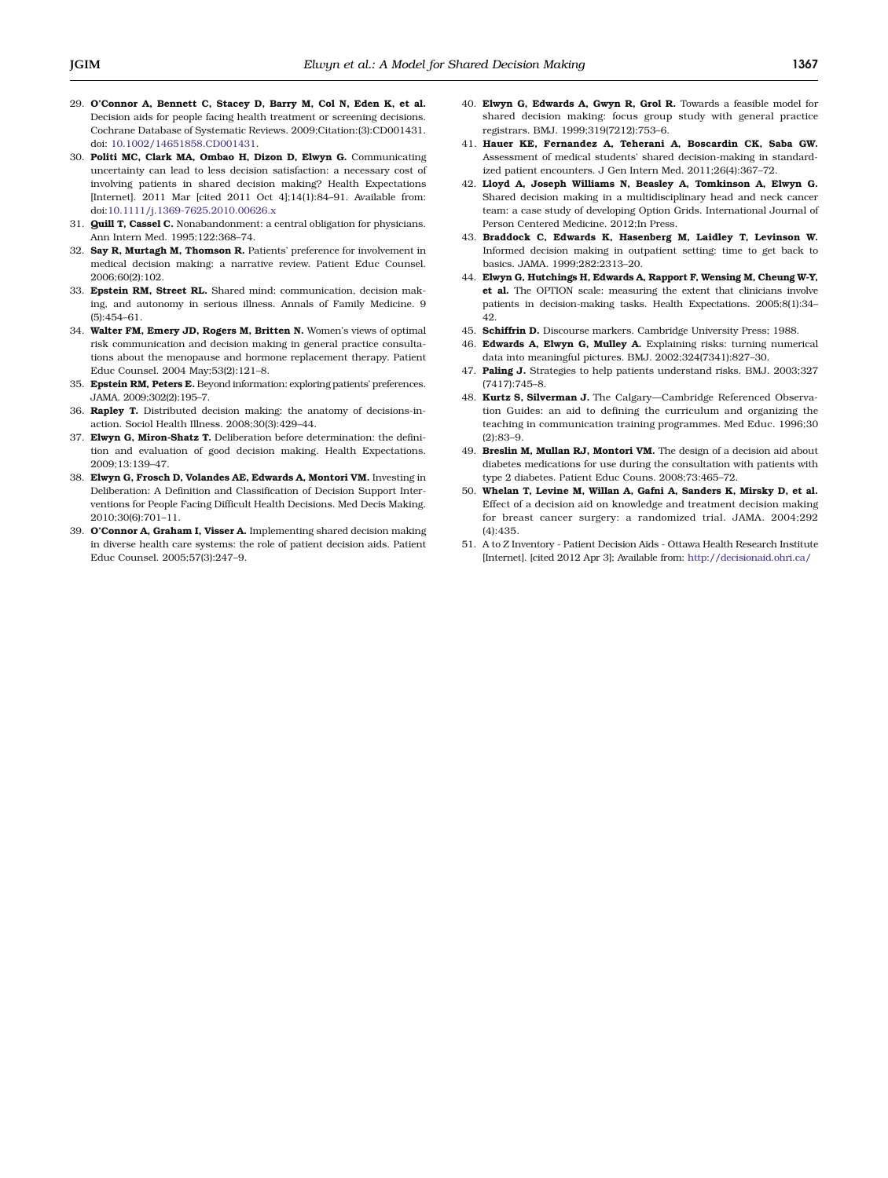29. **O'Connor A, Bennett C, Stacey D, Barry M, Col N, Eden K, et al.** Decision aids for people facing health treatment or screening decisions. Cochrane Database of Systematic Reviews. 2009;Citation:(3):CD001431. doi: 10.1002/14651858.CD001431.
30. **Politi MC, Clark MA, Ombao H, Dizon D, Elwyn G.** Communicating uncertainty can lead to less decision satisfaction: a necessary cost of involving patients in shared decision making? Health Expectations [Internet]. 2011 Mar [cited 2011 Oct 4];14(1):84–91. Available from: doi:10.1111/j.1369-7625.2010.00626.x
31. **Quill T, Cassel C.** Nonabandonment: a central obligation for physicians. Ann Intern Med. 1995;122:368–74.
32. **Say R, Murtagh M, Thomson R.** Patients' preference for involvement in medical decision making: a narrative review. Patient Educ Counsel. 2006;60(2):102.
33. **Epstein RM, Street RL.** Shared mind: communication, decision making, and autonomy in serious illness. Annals of Family Medicine. 9 (5):454–61.
34. **Walter FM, Emery JD, Rogers M, Britten N.** Women's views of optimal risk communication and decision making in general practice consultations about the menopause and hormone replacement therapy. Patient Educ Counsel. 2004 May;53(2):121–8.
35. **Epstein RM, Peters E.** Beyond information: exploring patients' preferences. JAMA. 2009;302(2):195–7.
36. **Rapley T.** Distributed decision making: the anatomy of decisions-in-action. Sociol Health Illness. 2008;30(3):429–44.
37. **Elwyn G, Miron-Shatz T.** Deliberation before determination: the definition and evaluation of good decision making. Health Expectations. 2009;13:139–47.
38. **Elwyn G, Frosch D, Volandes AE, Edwards A, Montori VM.** Investing in Deliberation: A Definition and Classification of Decision Support Interventions for People Facing Difficult Health Decisions. Med Decis Making. 2010;30(6):701–11.
39. **O'Connor A, Graham I, Visser A.** Implementing shared decision making in diverse health care systems: the role of patient decision aids. Patient Educ Counsel. 2005;57(3):247–9.
40. **Elwyn G, Edwards A, Gwyn R, Grol R.** Towards a feasible model for shared decision making: focus group study with general practice registrars. BMJ. 1999;319(7212):753–6.
41. **Hauer KE, Fernandez A, Teherani A, Boscardin CK, Saba GW.** Assessment of medical students' shared decision-making in standardized patient encounters. J Gen Intern Med. 2011;26(4):367–72.
42. **Lloyd A, Joseph Williams N, Beasley A, Tomkinson A, Elwyn G.** Shared decision making in a multidisciplinary head and neck cancer team: a case study of developing Option Grids. International Journal of Person Centered Medicine. 2012;In Press.
43. **Braddock C, Edwards K, Hasenberg M, Laidley T, Levinson W.** Informed decision making in outpatient setting: time to get back to basics. JAMA. 1999;282:2313–20.
44. **Elwyn G, Hutchings H, Edwards A, Rapport F, Wensing M, Cheung W-Y, et al.** The OPTION scale: measuring the extent that clinicians involve patients in decision-making tasks. Health Expectations. 2005;8(1):34–42.
45. **Schiffrin D.** Discourse markers. Cambridge University Press; 1988.
46. **Edwards A, Elwyn G, Mulley A.** Explaining risks: turning numerical data into meaningful pictures. BMJ. 2002;324(7341):827–30.
47. **Paling J.** Strategies to help patients understand risks. BMJ. 2003;327 (7417):745–8.
48. **Kurtz S, Silverman J.** The Calgary—Cambridge Referenced Observation Guides: an aid to defining the curriculum and organizing the teaching in communication training programmes. Med Educ. 1996;30 (2):83–9.
49. **Breslin M, Mullan RJ, Montori VM.** The design of a decision aid about diabetes medications for use during the consultation with patients with type 2 diabetes. Patient Educ Couns. 2008;73:465–72.
50. **Whelan T, Levine M, Willan A, Gafni A, Sanders K, Mirsky D, et al.** Effect of a decision aid on knowledge and treatment decision making for breast cancer surgery: a randomized trial. JAMA. 2004;292 (4):435.
51. A to Z Inventory - Patient Decision Aids - Ottawa Health Research Institute [Internet]. [cited 2012 Apr 3]; Available from: http://decisionaid.ohri.ca/